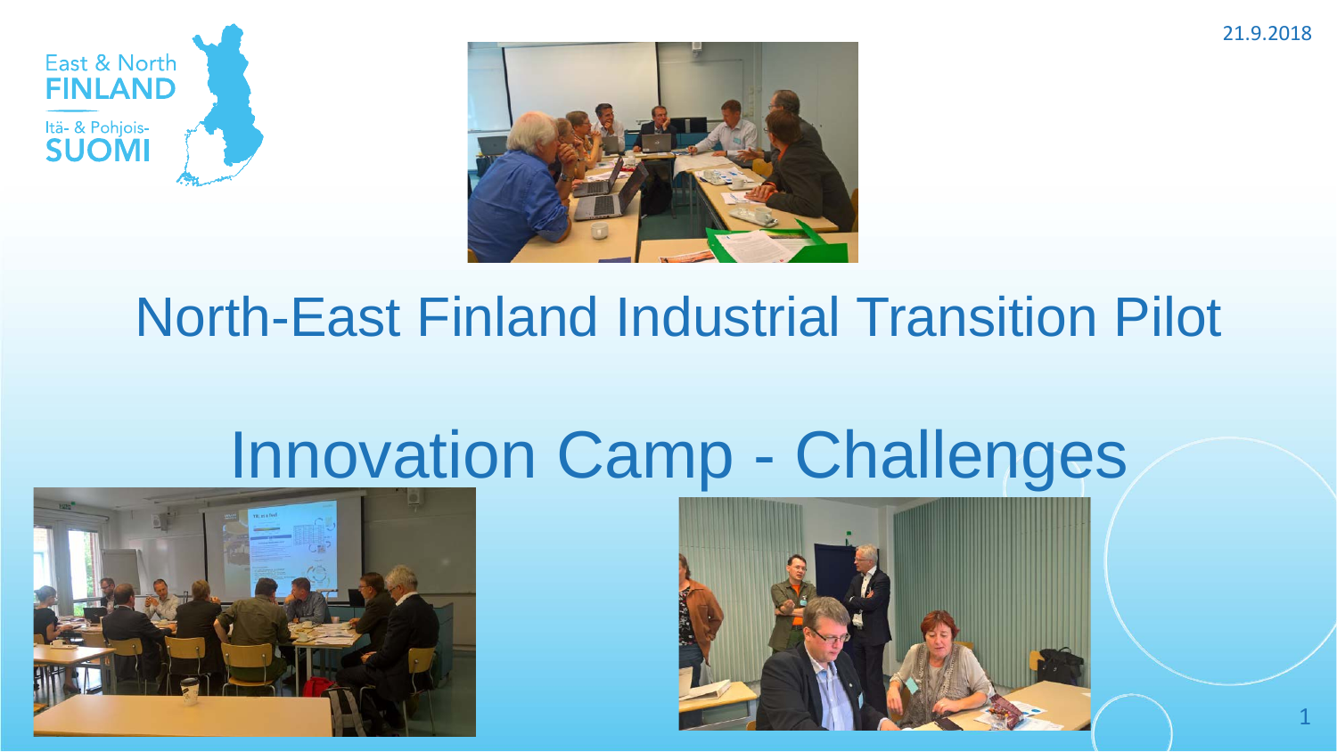East & North FINLAND

Itä- & Pohjois-SUOMI

21.9.2018

# North-East Finland Industrial Transition Pilot

# Innovation Camp - Challenges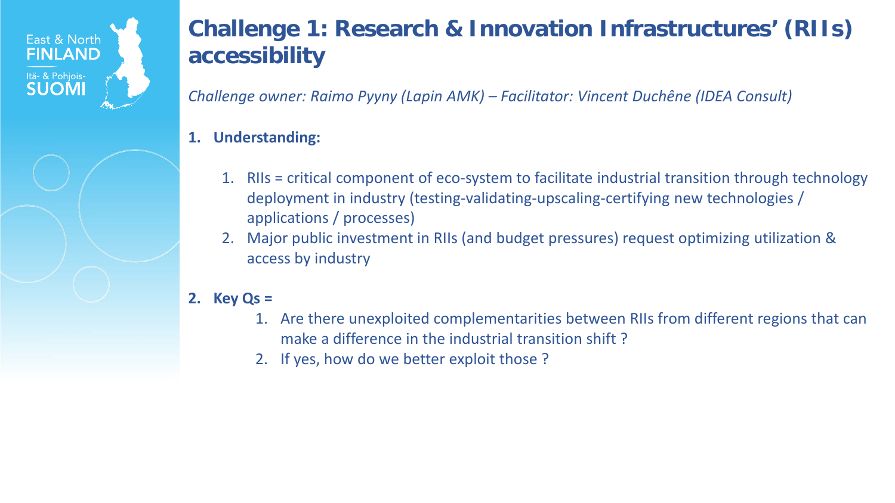# Challenge 1: Research & Innovation Infrastructures' (RIIs) accessibility

*Challenge owner: Raimo Pyyny (Lapin AMK) – Facilitator: Vincent Duchêne (IDEA Consult)*

1. **Understanding:**
    1. RIIs = critical component of eco-system to facilitate industrial transition through technology deployment in industry (testing-validating-upscaling-certifying new technologies / applications / processes)
    2. Major public investment in RIIs (and budget pressures) request optimizing utilization & access by industry
2. **Key Qs =**
    1. Are there unexploited complementarities between RIIs from different regions that can make a difference in the industrial transition shift ?
    2. If yes, how do we better exploit those ?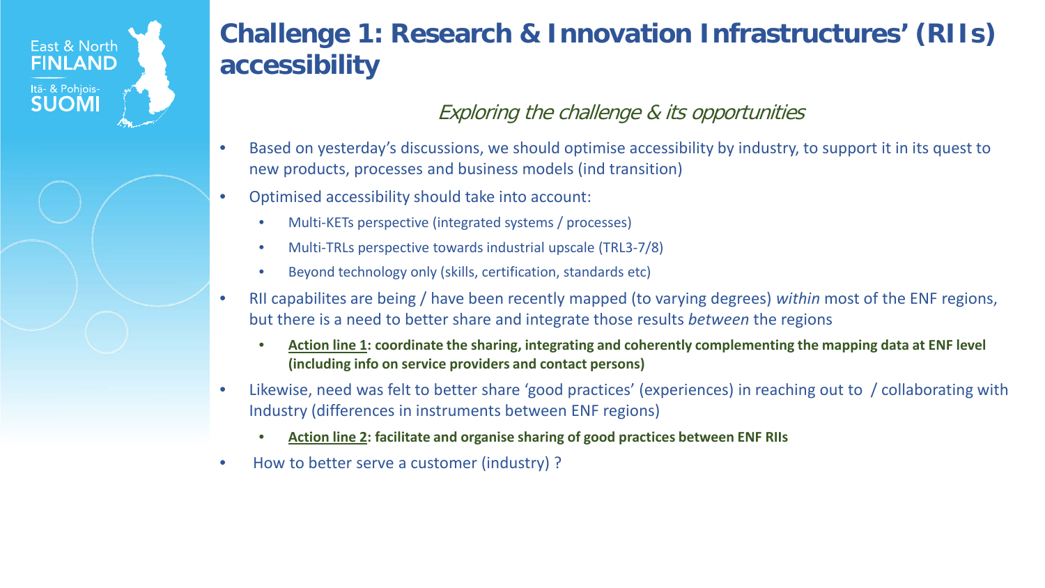# Challenge 1: Research & Innovation Infrastructures' (RIIs) accessibility

*Exploring the challenge & its opportunities*

- Based on yesterday's discussions, we should optimise accessibility by industry, to support it in its quest to new products, processes and business models (ind transition)
- Optimised accessibility should take into account:
  - Multi-KETs perspective (integrated systems / processes)
  - Multi-TRLs perspective towards industrial upscale (TRL3-7/8)
  - Beyond technology only (skills, certification, standards etc)
- RII capabilites are being / have been recently mapped (to varying degrees) *within* most of the ENF regions, but there is a need to better share and integrate those results *between* the regions
  - **Action line 1: coordinate the sharing, integrating and coherently complementing the mapping data at ENF level (including info on service providers and contact persons)**
- Likewise, need was felt to better share 'good practices' (experiences) in reaching out to / collaborating with Industry (differences in instruments between ENF regions)
  - **Action line 2: facilitate and organise sharing of good practices between ENF RIIs**
- How to better serve a customer (industry) ?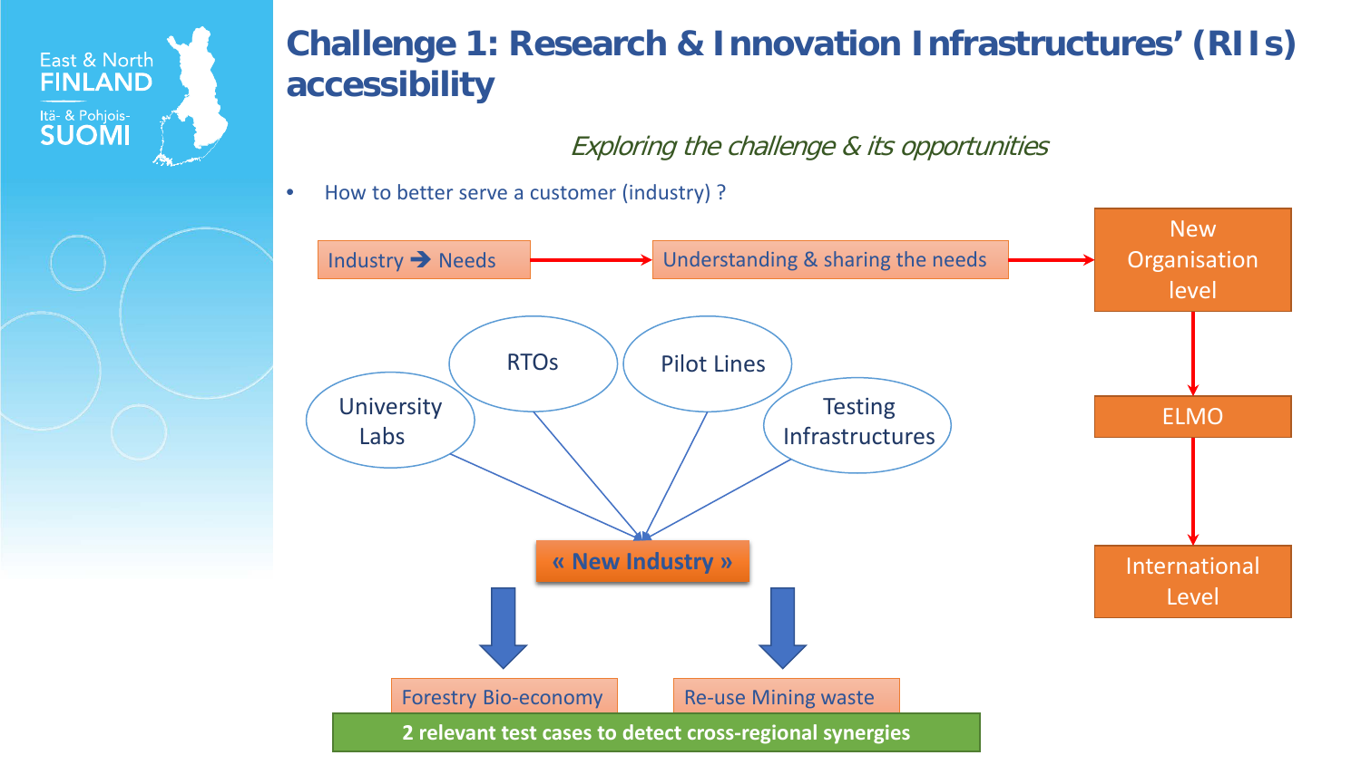# Challenge 1: Research & Innovation Infrastructures' (RIIs) accessibility

*Exploring the challenge & its opportunities*

- How to better serve a customer (industry) ?

Industry → Needs → Understanding & sharing the needs → New Organisation level → ELMO → International Level

University Labs, RTOs, Pilot Lines, Testing Infrastructures → « New Industry »

« New Industry » → Forestry Bio-economy, Re-use Mining waste

**2 relevant test cases to detect cross-regional synergies**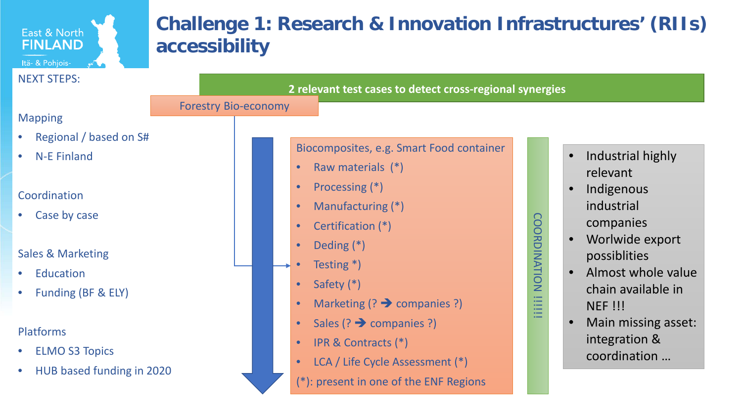# Challenge 1: Research & Innovation Infrastructures' (RIIs) accessibility

East & North FINLAND

Itä- & Pohjois-

NEXT STEPS:

Mapping

- Regional / based on S#
- N-E Finland

Coordination

- Case by case

Sales & Marketing

- Education
- Funding (BF & ELY)

Platforms

- ELMO S3 Topics
- HUB based funding in 2020

**2 relevant test cases to detect cross-regional synergies**

Forestry Bio-economy

Biocomposites, e.g. Smart Food container

- Raw materials (*)
- Processing (*)
- Manufacturing (*)
- Certification (*)
- Deding (*)
- Testing *)
- Safety (*)
- Marketing (? ➔ companies ?)
- Sales (? ➔ companies ?)
- IPR & Contracts (*)
- LCA / Life Cycle Assessment (*)

(*): present in one of the ENF Regions

COORDINATION !!!!!

- Industrial highly relevant
- Indigenous industrial companies
- Worlwide export possiblities
- Almost whole value chain available in NEF !!!
- Main missing asset: integration & coordination …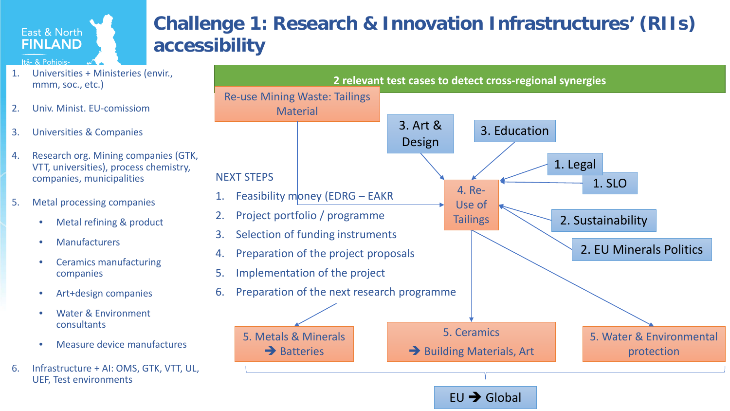# Challenge 1: Research & Innovation Infrastructures' (RIIs) accessibility

East & North FINLAND
Itä- & Pohjois-

1. Universities + Ministeries (envir., mmm, soc., etc.)
2. Univ. Minist. EU-comissiom
3. Universities & Companies
4. Research org. Mining companies (GTK, VTT, universities), process chemistry, companies, municipalities
5. Metal processing companies
   - Metal refining & product
   - Manufacturers
   - Ceramics manufacturing companies
   - Art+design companies
   - Water & Environment consultants
   - Measure device manufactures
6. Infrastructure + AI: OMS, GTK, VTT, UL, UEF, Test environments

**2 relevant test cases to detect cross-regional synergies**

Re-use Mining Waste: Tailings Material

3. Art & Design

3. Education

1. Legal

1. SLO

4. Re-Use of Tailings

2. Sustainability

2. EU Minerals Politics

NEXT STEPS

1. Feasibility money (EDRG – EAKR
2. Project portfolio / programme
3. Selection of funding instruments
4. Preparation of the project proposals
5. Implementation of the project
6. Preparation of the next research programme

5. Metals & Minerals → Batteries

5. Ceramics → Building Materials, Art

5. Water & Environmental protection

EU → Global